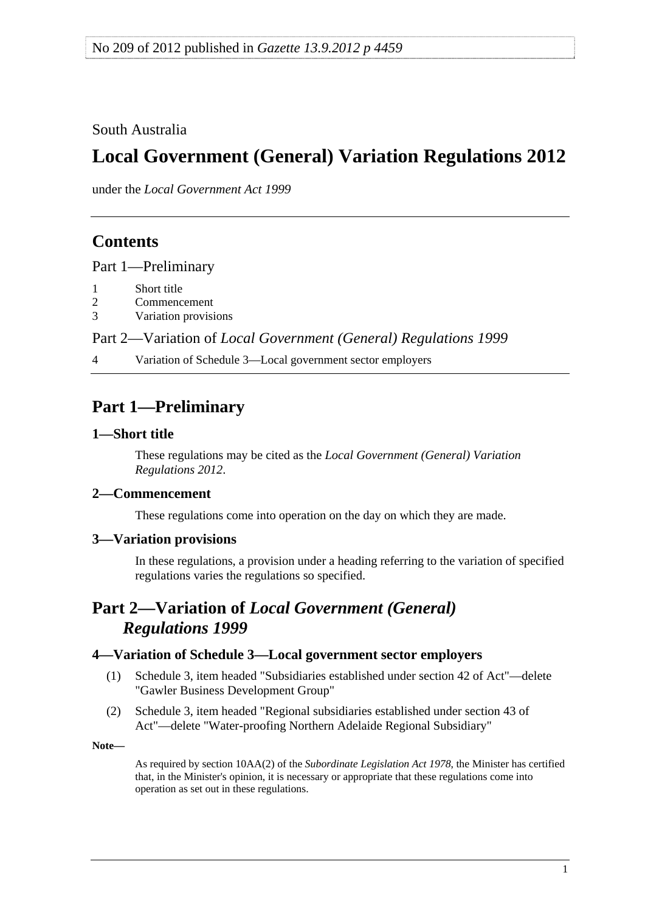No 209 of 2012 published in *Gazette 13.9.2012 p 4459*

South Australia

# Local Government (General) Variation Regulations 2012

under the *Local Government Act 1999*

## Contents

Part 1—Preliminary

1 Short title
2 Commencement
3 Variation provisions

Part 2—Variation of *Local Government (General) Regulations 1999*

4 Variation of Schedule 3—Local government sector employers

## Part 1—Preliminary

### 1—Short title

These regulations may be cited as the *Local Government (General) Variation Regulations 2012*.

### 2—Commencement

These regulations come into operation on the day on which they are made.

### 3—Variation provisions

In these regulations, a provision under a heading referring to the variation of specified regulations varies the regulations so specified.

## Part 2—Variation of *Local Government (General) Regulations 1999*

### 4—Variation of Schedule 3—Local government sector employers

(1) Schedule 3, item headed "Subsidiaries established under section 42 of Act"—delete "Gawler Business Development Group"

(2) Schedule 3, item headed "Regional subsidiaries established under section 43 of Act"—delete "Water-proofing Northern Adelaide Regional Subsidiary"

**Note—**

As required by section 10AA(2) of the *Subordinate Legislation Act 1978*, the Minister has certified that, in the Minister's opinion, it is necessary or appropriate that these regulations come into operation as set out in these regulations.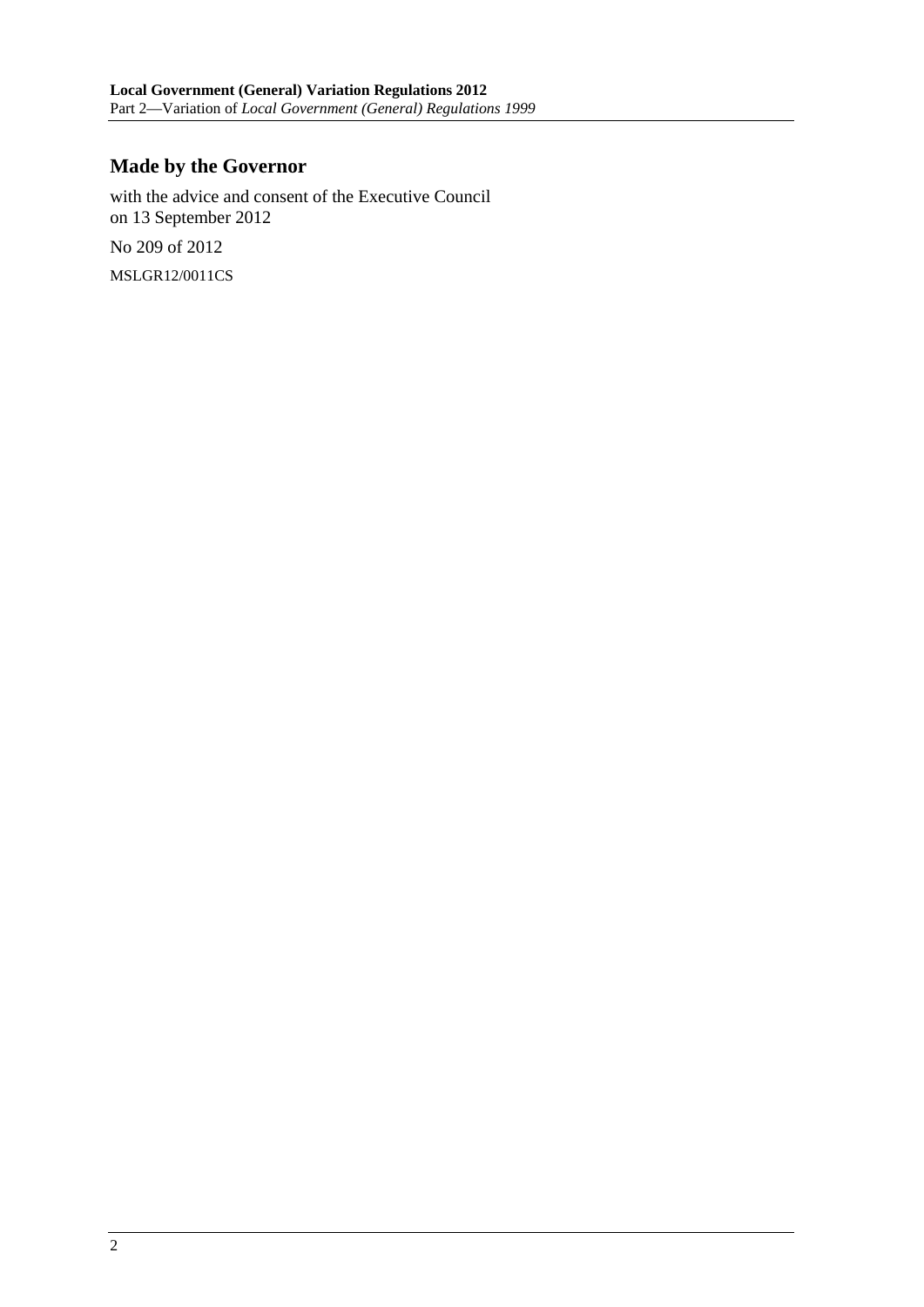## Made by the Governor

with the advice and consent of the Executive Council
on 13 September 2012

No 209 of 2012

MSLGR12/0011CS